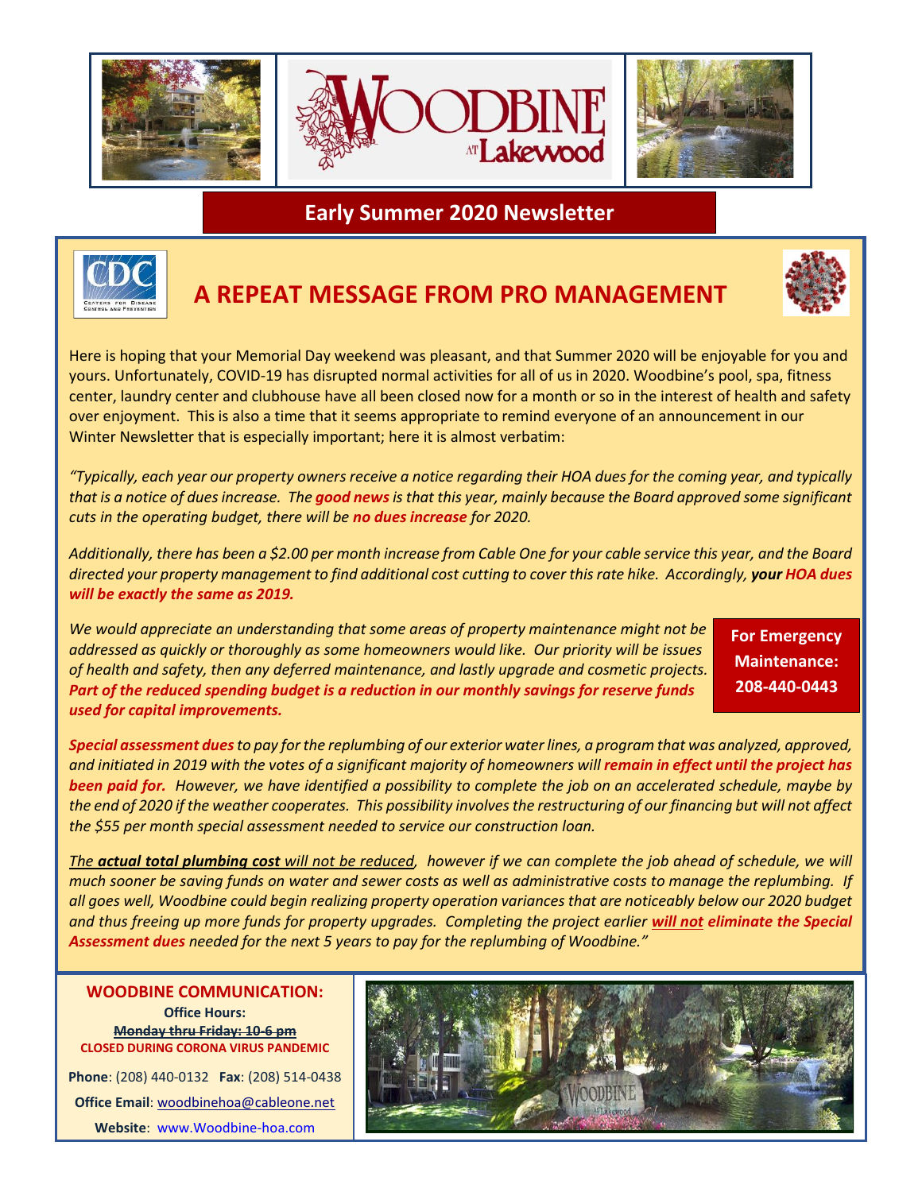# WOODBINE AT Lakewood

## Early Summer 2020 Newsletter

## A REPEAT MESSAGE FROM PRO MANAGEMENT

Here is hoping that your Memorial Day weekend was pleasant, and that Summer 2020 will be enjoyable for you and yours. Unfortunately, COVID-19 has disrupted normal activities for all of us in 2020. Woodbine's pool, spa, fitness center, laundry center and clubhouse have all been closed now for a month or so in the interest of health and safety over enjoyment. This is also a time that it seems appropriate to remind everyone of an announcement in our Winter Newsletter that is especially important; here it is almost verbatim:

*"Typically, each year our property owners receive a notice regarding their HOA dues for the coming year, and typically that is a notice of dues increase. The **good news** is that this year, mainly because the Board approved some significant cuts in the operating budget, there will be **no dues increase** for 2020.*

*Additionally, there has been a $2.00 per month increase from Cable One for your cable service this year, and the Board directed your property management to find additional cost cutting to cover this rate hike. Accordingly, **your HOA dues will be exactly the same as 2019.***

*We would appreciate an understanding that some areas of property maintenance might not be addressed as quickly or thoroughly as some homeowners would like. Our priority will be issues of health and safety, then any deferred maintenance, and lastly upgrade and cosmetic projects. **Part of the reduced spending budget is a reduction in our monthly savings for reserve funds used for capital improvements.***

**For Emergency Maintenance: 208-440-0443**

***Special assessment dues** to pay for the replumbing of our exterior water lines, a program that was analyzed, approved, and initiated in 2019 with the votes of a significant majority of homeowners will **remain in effect until the project has been paid for.** However, we have identified a possibility to complete the job on an accelerated schedule, maybe by the end of 2020 if the weather cooperates. This possibility involves the restructuring of our financing but will not affect the $55 per month special assessment needed to service our construction loan.*

*The **actual total plumbing cost** will not be reduced, however if we can complete the job ahead of schedule, we will much sooner be saving funds on water and sewer costs as well as administrative costs to manage the replumbing. If all goes well, Woodbine could begin realizing property operation variances that are noticeably below our 2020 budget and thus freeing up more funds for property upgrades. Completing the project earlier **will not eliminate the Special Assessment dues** needed for the next 5 years to pay for the replumbing of Woodbine."*

**WOODBINE COMMUNICATION:**

**Office Hours:**

~~**Monday thru Friday: 10-6 pm**~~

**CLOSED DURING CORONA VIRUS PANDEMIC**

**Phone**: (208) 440-0132 **Fax**: (208) 514-0438

**Office Email**: woodbinehoa@cableone.net

**Website**: www.Woodbine-hoa.com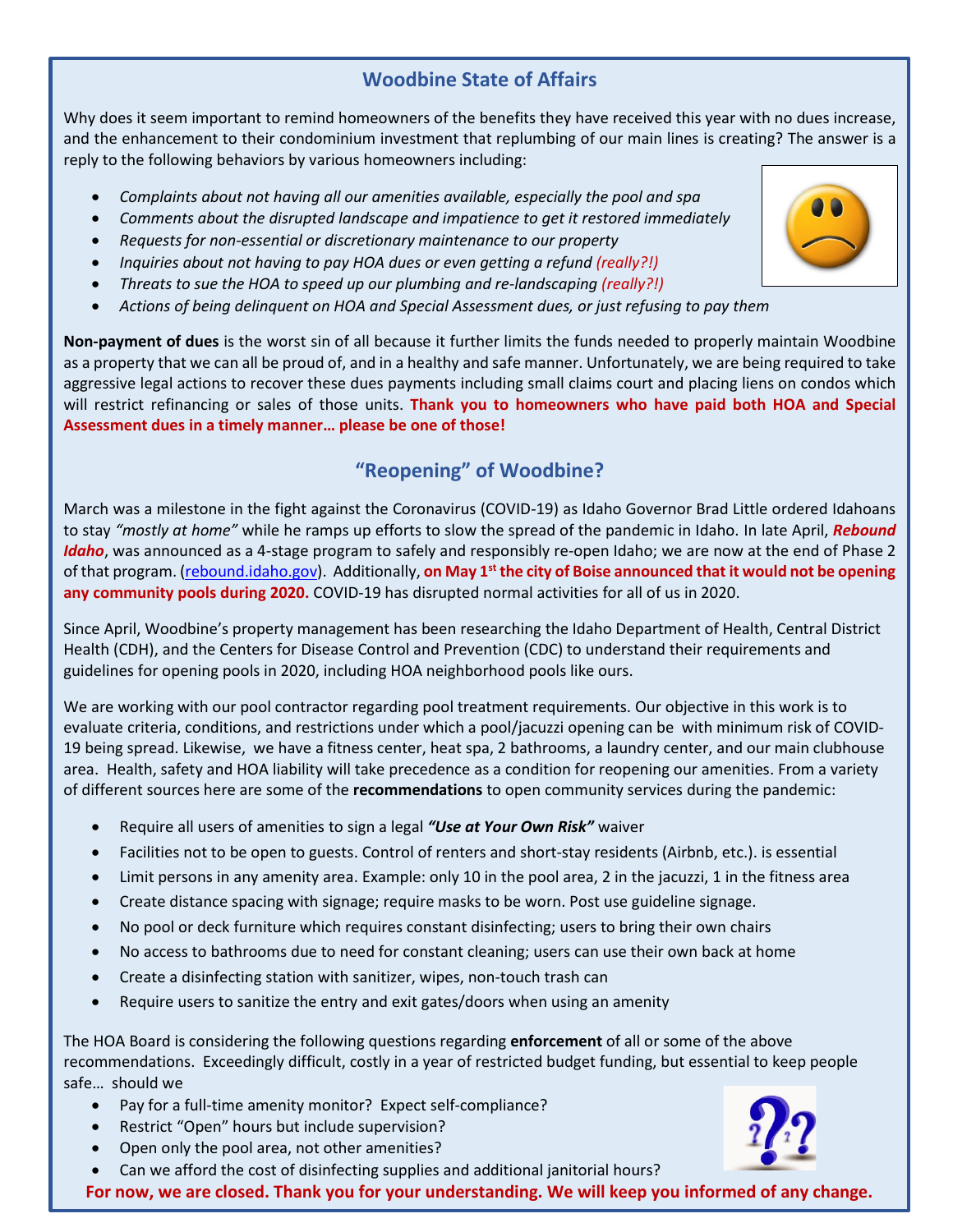## Woodbine State of Affairs

Why does it seem important to remind homeowners of the benefits they have received this year with no dues increase, and the enhancement to their condominium investment that replumbing of our main lines is creating? The answer is a reply to the following behaviors by various homeowners including:

- *Complaints about not having all our amenities available, especially the pool and spa*
- *Comments about the disrupted landscape and impatience to get it restored immediately*
- *Requests for non-essential or discretionary maintenance to our property*
- *Inquiries about not having to pay HOA dues or even getting a refund (really?!)*
- *Threats to sue the HOA to speed up our plumbing and re-landscaping (really?!)*
- *Actions of being delinquent on HOA and Special Assessment dues, or just refusing to pay them*

**Non-payment of dues** is the worst sin of all because it further limits the funds needed to properly maintain Woodbine as a property that we can all be proud of, and in a healthy and safe manner. Unfortunately, we are being required to take aggressive legal actions to recover these dues payments including small claims court and placing liens on condos which will restrict refinancing or sales of those units. **Thank you to homeowners who have paid both HOA and Special Assessment dues in a timely manner… please be one of those!**

## "Reopening" of Woodbine?

March was a milestone in the fight against the Coronavirus (COVID-19) as Idaho Governor Brad Little ordered Idahoans to stay *"mostly at home"* while he ramps up efforts to slow the spread of the pandemic in Idaho. In late April, ***Rebound Idaho***, was announced as a 4-stage program to safely and responsibly re-open Idaho; we are now at the end of Phase 2 of that program. (rebound.idaho.gov). Additionally, **on May 1st the city of Boise announced that it would not be opening any community pools during 2020.** COVID-19 has disrupted normal activities for all of us in 2020.

Since April, Woodbine's property management has been researching the Idaho Department of Health, Central District Health (CDH), and the Centers for Disease Control and Prevention (CDC) to understand their requirements and guidelines for opening pools in 2020, including HOA neighborhood pools like ours.

We are working with our pool contractor regarding pool treatment requirements. Our objective in this work is to evaluate criteria, conditions, and restrictions under which a pool/jacuzzi opening can be with minimum risk of COVID-19 being spread. Likewise, we have a fitness center, heat spa, 2 bathrooms, a laundry center, and our main clubhouse area. Health, safety and HOA liability will take precedence as a condition for reopening our amenities. From a variety of different sources here are some of the **recommendations** to open community services during the pandemic:

- Require all users of amenities to sign a legal ***"Use at Your Own Risk"*** waiver
- Facilities not to be open to guests. Control of renters and short-stay residents (Airbnb, etc.). is essential
- Limit persons in any amenity area. Example: only 10 in the pool area, 2 in the jacuzzi, 1 in the fitness area
- Create distance spacing with signage; require masks to be worn. Post use guideline signage.
- No pool or deck furniture which requires constant disinfecting; users to bring their own chairs
- No access to bathrooms due to need for constant cleaning; users can use their own back at home
- Create a disinfecting station with sanitizer, wipes, non-touch trash can
- Require users to sanitize the entry and exit gates/doors when using an amenity

The HOA Board is considering the following questions regarding **enforcement** of all or some of the above recommendations. Exceedingly difficult, costly in a year of restricted budget funding, but essential to keep people safe… should we

- Pay for a full-time amenity monitor? Expect self-compliance?
- Restrict "Open" hours but include supervision?
- Open only the pool area, not other amenities?
- Can we afford the cost of disinfecting supplies and additional janitorial hours?

**For now, we are closed. Thank you for your understanding. We will keep you informed of any change.**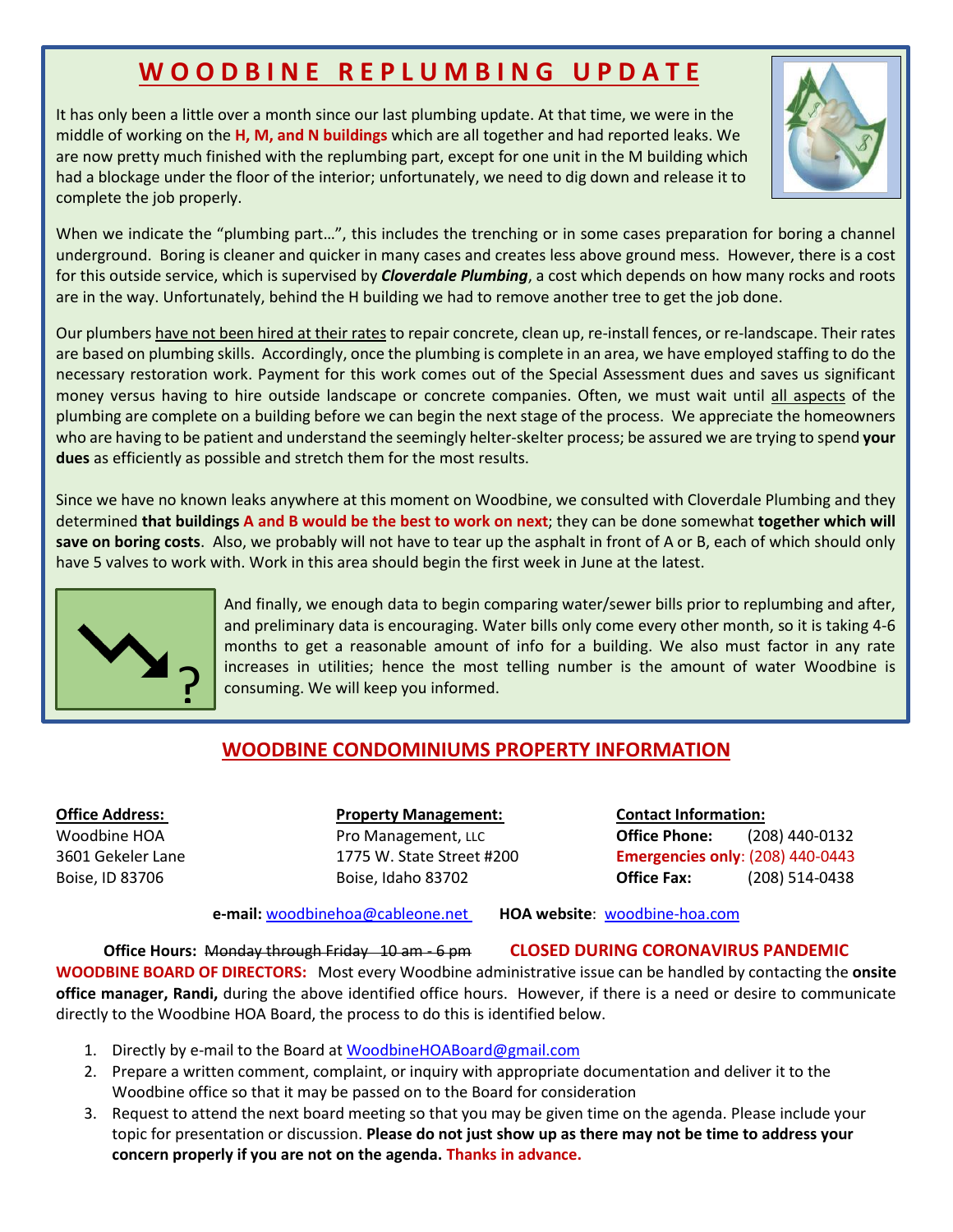# WOODBINE REPLUMBING UPDATE

It has only been a little over a month since our last plumbing update. At that time, we were in the middle of working on the **H, M, and N buildings** which are all together and had reported leaks. We are now pretty much finished with the replumbing part, except for one unit in the M building which had a blockage under the floor of the interior; unfortunately, we need to dig down and release it to complete the job properly.

When we indicate the "plumbing part…", this includes the trenching or in some cases preparation for boring a channel underground. Boring is cleaner and quicker in many cases and creates less above ground mess. However, there is a cost for this outside service, which is supervised by ***Cloverdale Plumbing***, a cost which depends on how many rocks and roots are in the way. Unfortunately, behind the H building we had to remove another tree to get the job done.

Our plumbers have not been hired at their rates to repair concrete, clean up, re-install fences, or re-landscape. Their rates are based on plumbing skills. Accordingly, once the plumbing is complete in an area, we have employed staffing to do the necessary restoration work. Payment for this work comes out of the Special Assessment dues and saves us significant money versus having to hire outside landscape or concrete companies. Often, we must wait until all aspects of the plumbing are complete on a building before we can begin the next stage of the process. We appreciate the homeowners who are having to be patient and understand the seemingly helter-skelter process; be assured we are trying to spend **your dues** as efficiently as possible and stretch them for the most results.

Since we have no known leaks anywhere at this moment on Woodbine, we consulted with Cloverdale Plumbing and they determined **that buildings A and B would be the best to work on next**; they can be done somewhat **together which will save on boring costs**. Also, we probably will not have to tear up the asphalt in front of A or B, each of which should only have 5 valves to work with. Work in this area should begin the first week in June at the latest.

And finally, we enough data to begin comparing water/sewer bills prior to replumbing and after, and preliminary data is encouraging. Water bills only come every other month, so it is taking 4-6 months to get a reasonable amount of info for a building. We also must factor in any rate increases in utilities; hence the most telling number is the amount of water Woodbine is consuming. We will keep you informed.

## WOODBINE CONDOMINIUMS PROPERTY INFORMATION

**Office Address:**
Woodbine HOA
3601 Gekeler Lane
Boise, ID 83706

**Property Management:**
Pro Management, LLC
1775 W. State Street #200
Boise, Idaho 83702

**Contact Information:**
**Office Phone:** (208) 440-0132
**Emergencies only**: (208) 440-0443
**Office Fax:** (208) 514-0438

**e-mail:** woodbinehoa@cableone.net **HOA website**: woodbine-hoa.com

**Office Hours:** ~~Monday through Friday 10 am - 6 pm~~ **CLOSED DURING CORONAVIRUS PANDEMIC**

**WOODBINE BOARD OF DIRECTORS:** Most every Woodbine administrative issue can be handled by contacting the **onsite office manager, Randi,** during the above identified office hours. However, if there is a need or desire to communicate directly to the Woodbine HOA Board, the process to do this is identified below.

1. Directly by e-mail to the Board at WoodbineHOABoard@gmail.com
2. Prepare a written comment, complaint, or inquiry with appropriate documentation and deliver it to the Woodbine office so that it may be passed on to the Board for consideration
3. Request to attend the next board meeting so that you may be given time on the agenda. Please include your topic for presentation or discussion. **Please do not just show up as there may not be time to address your concern properly if you are not on the agenda. Thanks in advance.**